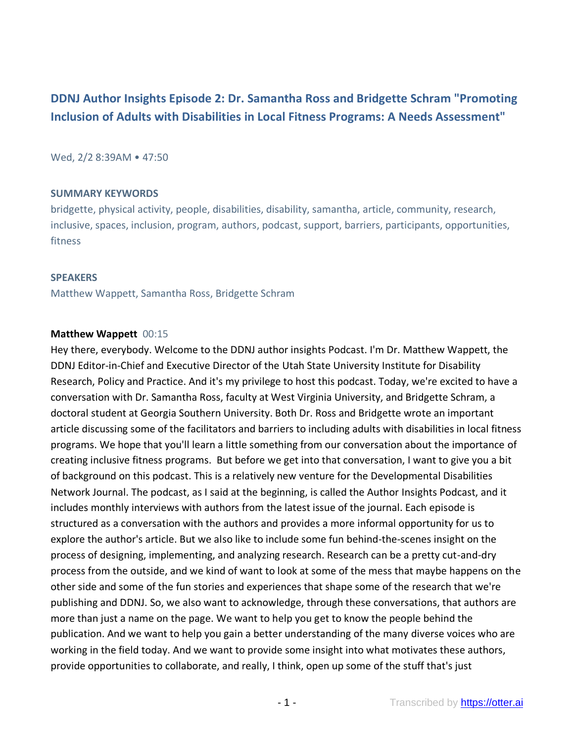# DDNJ Author Insights Episode 2: Dr. Samantha Ross and Bridgette Schram "Promoting Inclusion of Adults with Disabilities in Local Fitness Programs: A Needs Assessment"

Wed, 2/2 8:39AM • 47:50

## SUMMARY KEYWORDS

bridgette, physical activity, people, disabilities, disability, samantha, article, community, research, inclusive, spaces, inclusion, program, authors, podcast, support, barriers, participants, opportunities, fitness

## SPEAKERS

Matthew Wappett, Samantha Ross, Bridgette Schram

**Matthew Wappett** 00:15

Hey there, everybody. Welcome to the DDNJ author insights Podcast. I'm Dr. Matthew Wappett, the DDNJ Editor-in-Chief and Executive Director of the Utah State University Institute for Disability Research, Policy and Practice. And it's my privilege to host this podcast. Today, we're excited to have a conversation with Dr. Samantha Ross, faculty at West Virginia University, and Bridgette Schram, a doctoral student at Georgia Southern University. Both Dr. Ross and Bridgette wrote an important article discussing some of the facilitators and barriers to including adults with disabilities in local fitness programs. We hope that you'll learn a little something from our conversation about the importance of creating inclusive fitness programs. But before we get into that conversation, I want to give you a bit of background on this podcast. This is a relatively new venture for the Developmental Disabilities Network Journal. The podcast, as I said at the beginning, is called the Author Insights Podcast, and it includes monthly interviews with authors from the latest issue of the journal. Each episode is structured as a conversation with the authors and provides a more informal opportunity for us to explore the author's article. But we also like to include some fun behind-the-scenes insight on the process of designing, implementing, and analyzing research. Research can be a pretty cut-and-dry process from the outside, and we kind of want to look at some of the mess that maybe happens on the other side and some of the fun stories and experiences that shape some of the research that we're publishing and DDNJ. So, we also want to acknowledge, through these conversations, that authors are more than just a name on the page. We want to help you get to know the people behind the publication. And we want to help you gain a better understanding of the many diverse voices who are working in the field today. And we want to provide some insight into what motivates these authors, provide opportunities to collaborate, and really, I think, open up some of the stuff that's just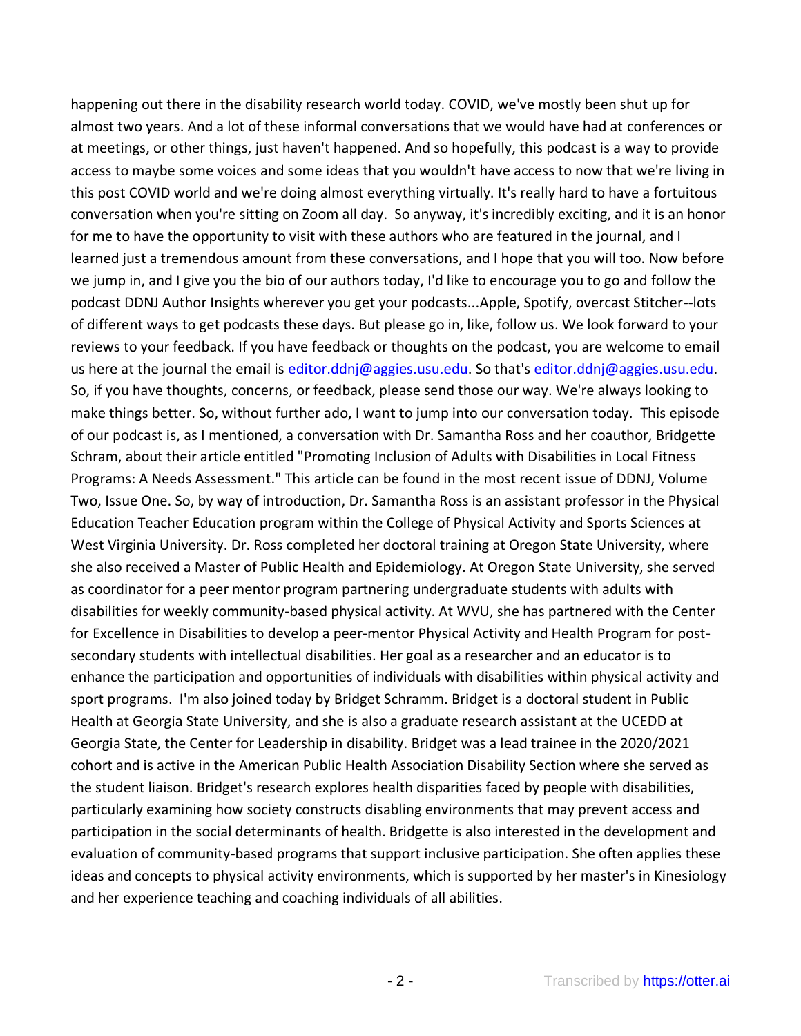happening out there in the disability research world today. COVID, we've mostly been shut up for almost two years. And a lot of these informal conversations that we would have had at conferences or at meetings, or other things, just haven't happened. And so hopefully, this podcast is a way to provide access to maybe some voices and some ideas that you wouldn't have access to now that we're living in this post COVID world and we're doing almost everything virtually. It's really hard to have a fortuitous conversation when you're sitting on Zoom all day. So anyway, it's incredibly exciting, and it is an honor for me to have the opportunity to visit with these authors who are featured in the journal, and I learned just a tremendous amount from these conversations, and I hope that you will too. Now before we jump in, and I give you the bio of our authors today, I'd like to encourage you to go and follow the podcast DDNJ Author Insights wherever you get your podcasts...Apple, Spotify, overcast Stitcher--lots of different ways to get podcasts these days. But please go in, like, follow us. We look forward to your reviews to your feedback. If you have feedback or thoughts on the podcast, you are welcome to email us here at the journal the email is editor.ddnj@aggies.usu.edu. So that's editor.ddnj@aggies.usu.edu. So, if you have thoughts, concerns, or feedback, please send those our way. We're always looking to make things better. So, without further ado, I want to jump into our conversation today. This episode of our podcast is, as I mentioned, a conversation with Dr. Samantha Ross and her coauthor, Bridgette Schram, about their article entitled "Promoting Inclusion of Adults with Disabilities in Local Fitness Programs: A Needs Assessment." This article can be found in the most recent issue of DDNJ, Volume Two, Issue One. So, by way of introduction, Dr. Samantha Ross is an assistant professor in the Physical Education Teacher Education program within the College of Physical Activity and Sports Sciences at West Virginia University. Dr. Ross completed her doctoral training at Oregon State University, where she also received a Master of Public Health and Epidemiology. At Oregon State University, she served as coordinator for a peer mentor program partnering undergraduate students with adults with disabilities for weekly community-based physical activity. At WVU, she has partnered with the Center for Excellence in Disabilities to develop a peer-mentor Physical Activity and Health Program for post-secondary students with intellectual disabilities. Her goal as a researcher and an educator is to enhance the participation and opportunities of individuals with disabilities within physical activity and sport programs. I'm also joined today by Bridget Schramm. Bridget is a doctoral student in Public Health at Georgia State University, and she is also a graduate research assistant at the UCEDD at Georgia State, the Center for Leadership in disability. Bridget was a lead trainee in the 2020/2021 cohort and is active in the American Public Health Association Disability Section where she served as the student liaison. Bridget's research explores health disparities faced by people with disabilities, particularly examining how society constructs disabling environments that may prevent access and participation in the social determinants of health. Bridgette is also interested in the development and evaluation of community-based programs that support inclusive participation. She often applies these ideas and concepts to physical activity environments, which is supported by her master's in Kinesiology and her experience teaching and coaching individuals of all abilities.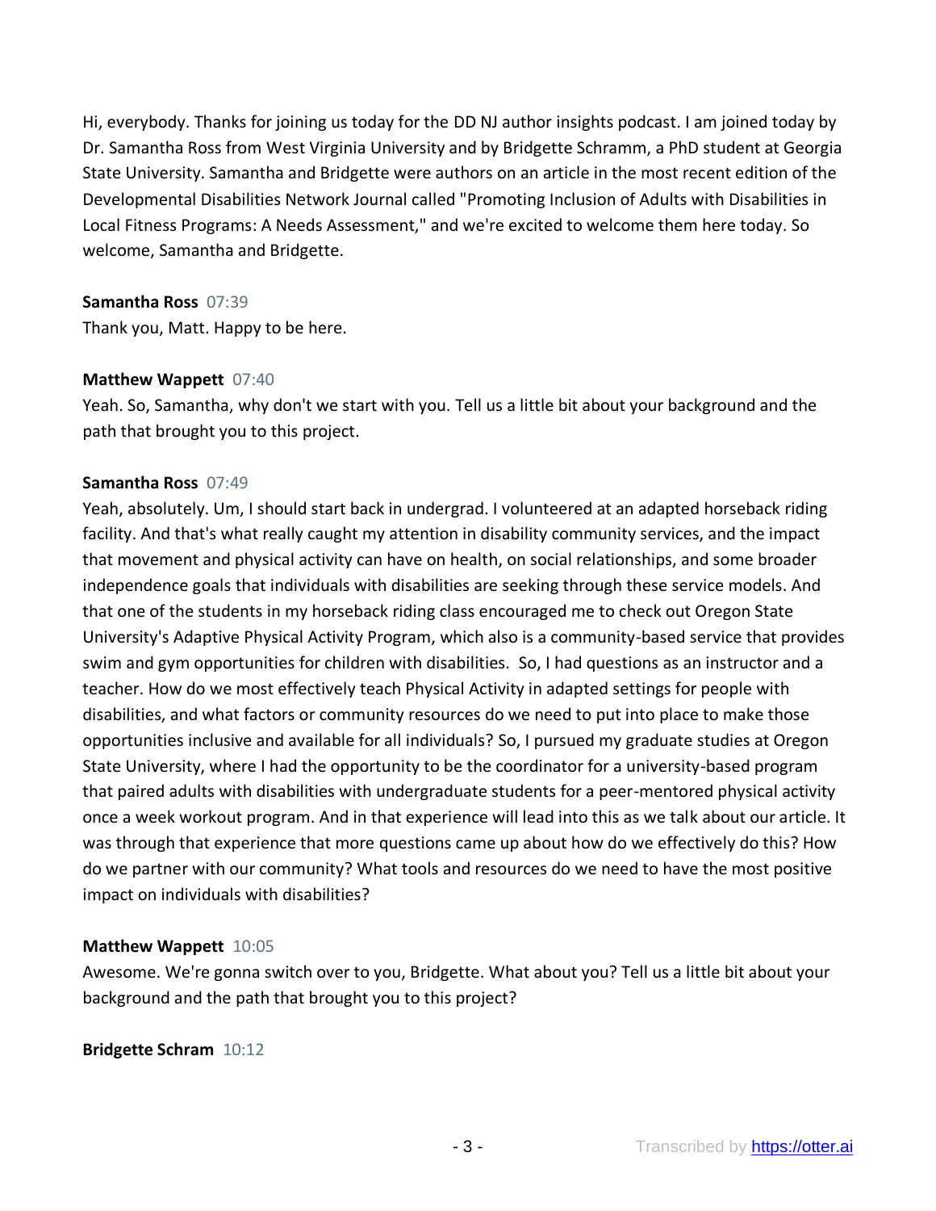Hi, everybody. Thanks for joining us today for the DD NJ author insights podcast. I am joined today by Dr. Samantha Ross from West Virginia University and by Bridgette Schramm, a PhD student at Georgia State University. Samantha and Bridgette were authors on an article in the most recent edition of the Developmental Disabilities Network Journal called "Promoting Inclusion of Adults with Disabilities in Local Fitness Programs: A Needs Assessment," and we're excited to welcome them here today. So welcome, Samantha and Bridgette.

**Samantha Ross** 07:39

Thank you, Matt. Happy to be here.

**Matthew Wappett** 07:40

Yeah. So, Samantha, why don't we start with you. Tell us a little bit about your background and the path that brought you to this project.

**Samantha Ross** 07:49

Yeah, absolutely. Um, I should start back in undergrad. I volunteered at an adapted horseback riding facility. And that's what really caught my attention in disability community services, and the impact that movement and physical activity can have on health, on social relationships, and some broader independence goals that individuals with disabilities are seeking through these service models. And that one of the students in my horseback riding class encouraged me to check out Oregon State University's Adaptive Physical Activity Program, which also is a community-based service that provides swim and gym opportunities for children with disabilities. So, I had questions as an instructor and a teacher. How do we most effectively teach Physical Activity in adapted settings for people with disabilities, and what factors or community resources do we need to put into place to make those opportunities inclusive and available for all individuals? So, I pursued my graduate studies at Oregon State University, where I had the opportunity to be the coordinator for a university-based program that paired adults with disabilities with undergraduate students for a peer-mentored physical activity once a week workout program. And in that experience will lead into this as we talk about our article. It was through that experience that more questions came up about how do we effectively do this? How do we partner with our community? What tools and resources do we need to have the most positive impact on individuals with disabilities?

**Matthew Wappett** 10:05

Awesome. We're gonna switch over to you, Bridgette. What about you? Tell us a little bit about your background and the path that brought you to this project?

**Bridgette Schram** 10:12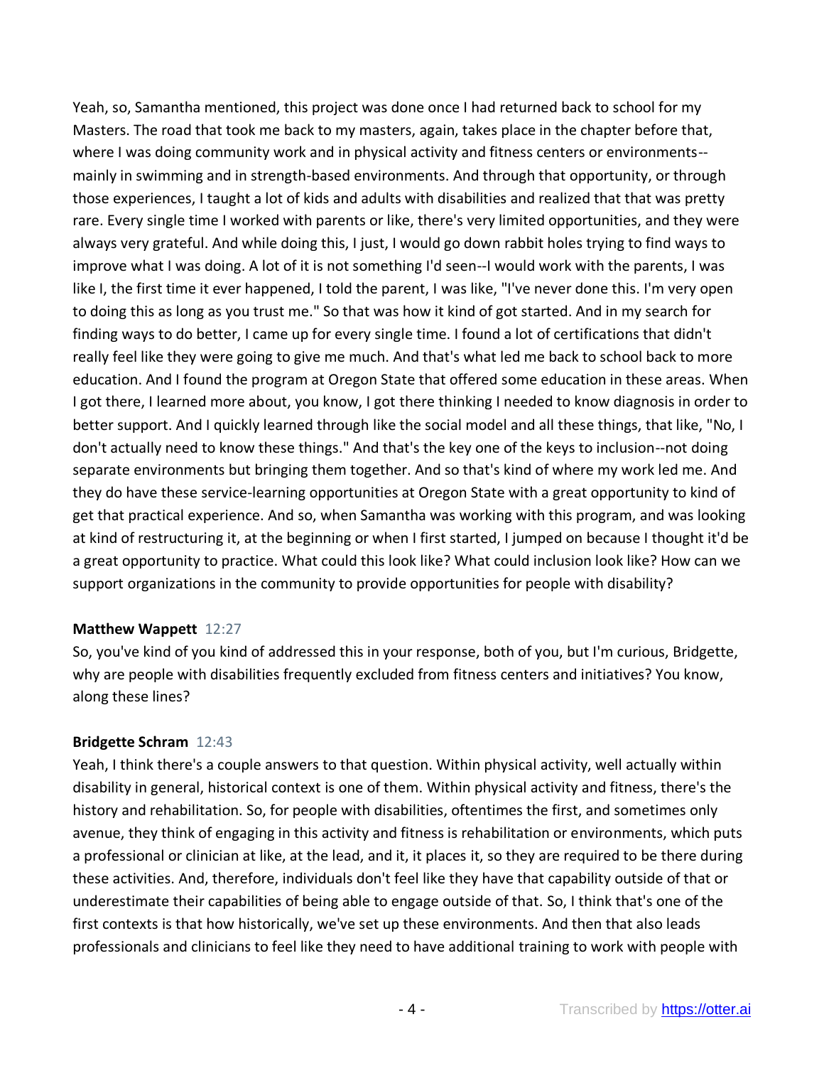Yeah, so, Samantha mentioned, this project was done once I had returned back to school for my Masters. The road that took me back to my masters, again, takes place in the chapter before that, where I was doing community work and in physical activity and fitness centers or environments--mainly in swimming and in strength-based environments. And through that opportunity, or through those experiences, I taught a lot of kids and adults with disabilities and realized that that was pretty rare. Every single time I worked with parents or like, there's very limited opportunities, and they were always very grateful. And while doing this, I just, I would go down rabbit holes trying to find ways to improve what I was doing. A lot of it is not something I'd seen--I would work with the parents, I was like I, the first time it ever happened, I told the parent, I was like, "I've never done this. I'm very open to doing this as long as you trust me." So that was how it kind of got started. And in my search for finding ways to do better, I came up for every single time. I found a lot of certifications that didn't really feel like they were going to give me much. And that's what led me back to school back to more education. And I found the program at Oregon State that offered some education in these areas. When I got there, I learned more about, you know, I got there thinking I needed to know diagnosis in order to better support. And I quickly learned through like the social model and all these things, that like, "No, I don't actually need to know these things." And that's the key one of the keys to inclusion--not doing separate environments but bringing them together. And so that's kind of where my work led me. And they do have these service-learning opportunities at Oregon State with a great opportunity to kind of get that practical experience. And so, when Samantha was working with this program, and was looking at kind of restructuring it, at the beginning or when I first started, I jumped on because I thought it'd be a great opportunity to practice. What could this look like? What could inclusion look like? How can we support organizations in the community to provide opportunities for people with disability?

**Matthew Wappett** 12:27

So, you've kind of you kind of addressed this in your response, both of you, but I'm curious, Bridgette, why are people with disabilities frequently excluded from fitness centers and initiatives? You know, along these lines?

**Bridgette Schram** 12:43

Yeah, I think there's a couple answers to that question. Within physical activity, well actually within disability in general, historical context is one of them. Within physical activity and fitness, there's the history and rehabilitation. So, for people with disabilities, oftentimes the first, and sometimes only avenue, they think of engaging in this activity and fitness is rehabilitation or environments, which puts a professional or clinician at like, at the lead, and it, it places it, so they are required to be there during these activities. And, therefore, individuals don't feel like they have that capability outside of that or underestimate their capabilities of being able to engage outside of that. So, I think that's one of the first contexts is that how historically, we've set up these environments. And then that also leads professionals and clinicians to feel like they need to have additional training to work with people with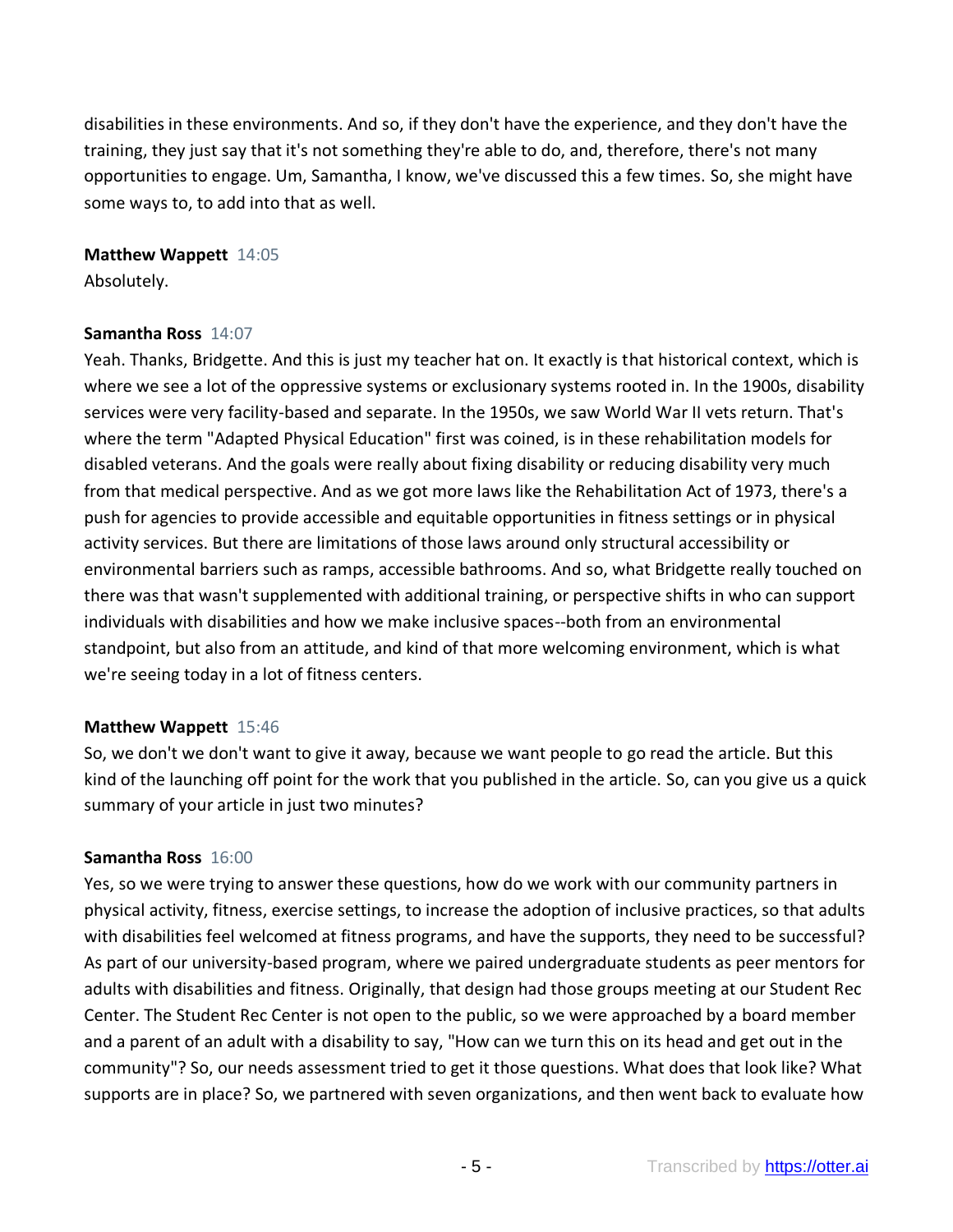disabilities in these environments. And so, if they don't have the experience, and they don't have the training, they just say that it's not something they're able to do, and, therefore, there's not many opportunities to engage. Um, Samantha, I know, we've discussed this a few times. So, she might have some ways to, to add into that as well.

**Matthew Wappett** 14:05
Absolutely.

**Samantha Ross** 14:07
Yeah. Thanks, Bridgette. And this is just my teacher hat on. It exactly is that historical context, which is where we see a lot of the oppressive systems or exclusionary systems rooted in. In the 1900s, disability services were very facility-based and separate. In the 1950s, we saw World War II vets return. That's where the term "Adapted Physical Education" first was coined, is in these rehabilitation models for disabled veterans. And the goals were really about fixing disability or reducing disability very much from that medical perspective. And as we got more laws like the Rehabilitation Act of 1973, there's a push for agencies to provide accessible and equitable opportunities in fitness settings or in physical activity services. But there are limitations of those laws around only structural accessibility or environmental barriers such as ramps, accessible bathrooms. And so, what Bridgette really touched on there was that wasn't supplemented with additional training, or perspective shifts in who can support individuals with disabilities and how we make inclusive spaces--both from an environmental standpoint, but also from an attitude, and kind of that more welcoming environment, which is what we're seeing today in a lot of fitness centers.

**Matthew Wappett** 15:46
So, we don't we don't want to give it away, because we want people to go read the article. But this kind of the launching off point for the work that you published in the article. So, can you give us a quick summary of your article in just two minutes?

**Samantha Ross** 16:00
Yes, so we were trying to answer these questions, how do we work with our community partners in physical activity, fitness, exercise settings, to increase the adoption of inclusive practices, so that adults with disabilities feel welcomed at fitness programs, and have the supports, they need to be successful? As part of our university-based program, where we paired undergraduate students as peer mentors for adults with disabilities and fitness. Originally, that design had those groups meeting at our Student Rec Center. The Student Rec Center is not open to the public, so we were approached by a board member and a parent of an adult with a disability to say, "How can we turn this on its head and get out in the community"? So, our needs assessment tried to get it those questions. What does that look like? What supports are in place? So, we partnered with seven organizations, and then went back to evaluate how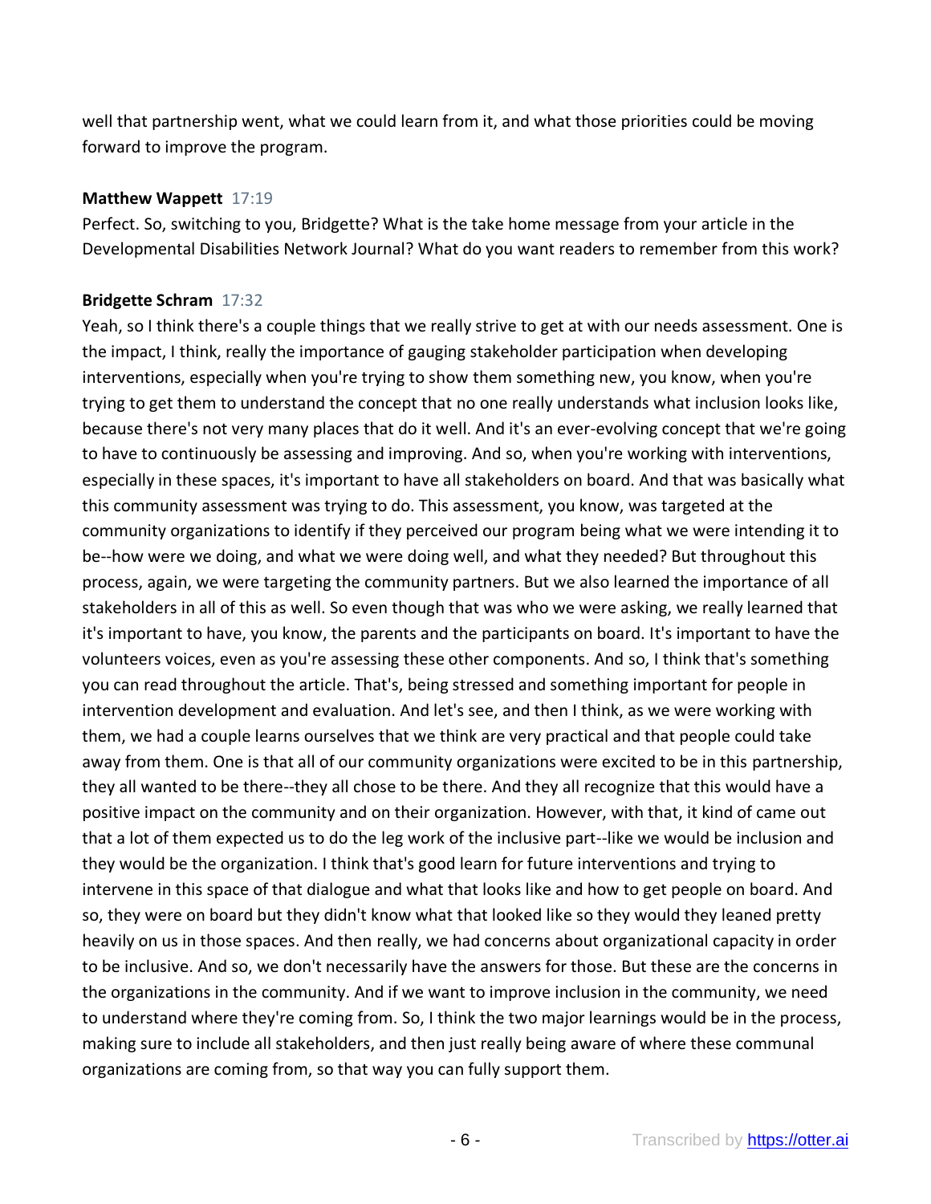well that partnership went, what we could learn from it, and what those priorities could be moving forward to improve the program.

**Matthew Wappett** 17:19

Perfect. So, switching to you, Bridgette? What is the take home message from your article in the Developmental Disabilities Network Journal? What do you want readers to remember from this work?

**Bridgette Schram** 17:32

Yeah, so I think there's a couple things that we really strive to get at with our needs assessment. One is the impact, I think, really the importance of gauging stakeholder participation when developing interventions, especially when you're trying to show them something new, you know, when you're trying to get them to understand the concept that no one really understands what inclusion looks like, because there's not very many places that do it well. And it's an ever-evolving concept that we're going to have to continuously be assessing and improving. And so, when you're working with interventions, especially in these spaces, it's important to have all stakeholders on board. And that was basically what this community assessment was trying to do. This assessment, you know, was targeted at the community organizations to identify if they perceived our program being what we were intending it to be--how were we doing, and what we were doing well, and what they needed? But throughout this process, again, we were targeting the community partners. But we also learned the importance of all stakeholders in all of this as well. So even though that was who we were asking, we really learned that it's important to have, you know, the parents and the participants on board. It's important to have the volunteers voices, even as you're assessing these other components. And so, I think that's something you can read throughout the article. That's, being stressed and something important for people in intervention development and evaluation. And let's see, and then I think, as we were working with them, we had a couple learns ourselves that we think are very practical and that people could take away from them. One is that all of our community organizations were excited to be in this partnership, they all wanted to be there--they all chose to be there. And they all recognize that this would have a positive impact on the community and on their organization. However, with that, it kind of came out that a lot of them expected us to do the leg work of the inclusive part--like we would be inclusion and they would be the organization. I think that's good learn for future interventions and trying to intervene in this space of that dialogue and what that looks like and how to get people on board. And so, they were on board but they didn't know what that looked like so they would they leaned pretty heavily on us in those spaces. And then really, we had concerns about organizational capacity in order to be inclusive. And so, we don't necessarily have the answers for those. But these are the concerns in the organizations in the community. And if we want to improve inclusion in the community, we need to understand where they're coming from. So, I think the two major learnings would be in the process, making sure to include all stakeholders, and then just really being aware of where these communal organizations are coming from, so that way you can fully support them.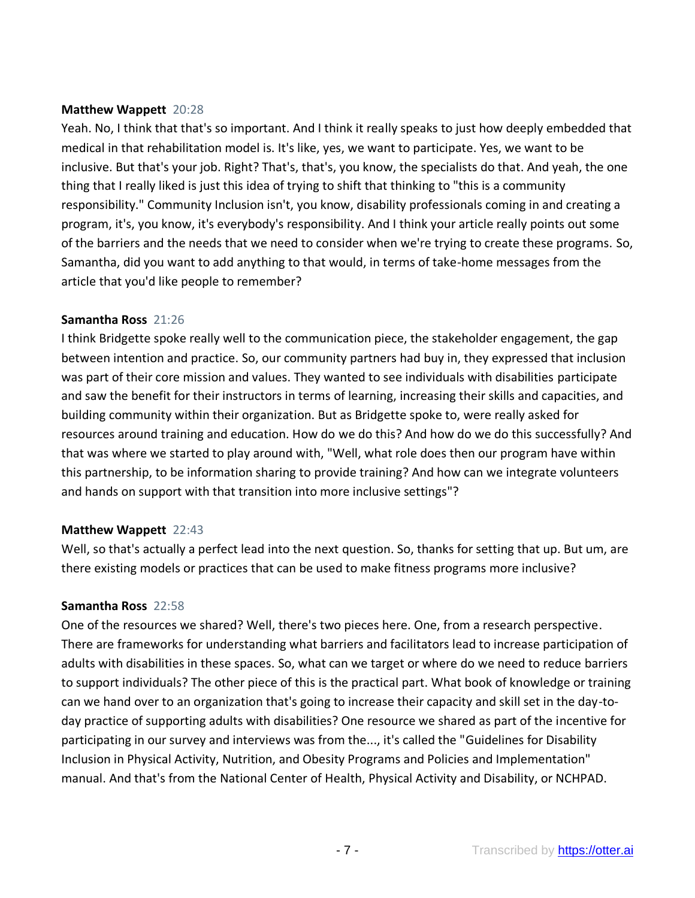**Matthew Wappett** 20:28

Yeah. No, I think that that's so important. And I think it really speaks to just how deeply embedded that medical in that rehabilitation model is. It's like, yes, we want to participate. Yes, we want to be inclusive. But that's your job. Right? That's, that's, you know, the specialists do that. And yeah, the one thing that I really liked is just this idea of trying to shift that thinking to "this is a community responsibility." Community Inclusion isn't, you know, disability professionals coming in and creating a program, it's, you know, it's everybody's responsibility. And I think your article really points out some of the barriers and the needs that we need to consider when we're trying to create these programs. So, Samantha, did you want to add anything to that would, in terms of take-home messages from the article that you'd like people to remember?

**Samantha Ross** 21:26

I think Bridgette spoke really well to the communication piece, the stakeholder engagement, the gap between intention and practice. So, our community partners had buy in, they expressed that inclusion was part of their core mission and values. They wanted to see individuals with disabilities participate and saw the benefit for their instructors in terms of learning, increasing their skills and capacities, and building community within their organization. But as Bridgette spoke to, were really asked for resources around training and education. How do we do this? And how do we do this successfully? And that was where we started to play around with, "Well, what role does then our program have within this partnership, to be information sharing to provide training? And how can we integrate volunteers and hands on support with that transition into more inclusive settings"?

**Matthew Wappett** 22:43

Well, so that's actually a perfect lead into the next question. So, thanks for setting that up. But um, are there existing models or practices that can be used to make fitness programs more inclusive?

**Samantha Ross** 22:58

One of the resources we shared? Well, there's two pieces here. One, from a research perspective. There are frameworks for understanding what barriers and facilitators lead to increase participation of adults with disabilities in these spaces. So, what can we target or where do we need to reduce barriers to support individuals? The other piece of this is the practical part. What book of knowledge or training can we hand over to an organization that's going to increase their capacity and skill set in the day-to-day practice of supporting adults with disabilities? One resource we shared as part of the incentive for participating in our survey and interviews was from the..., it's called the "Guidelines for Disability Inclusion in Physical Activity, Nutrition, and Obesity Programs and Policies and Implementation" manual. And that's from the National Center of Health, Physical Activity and Disability, or NCHPAD.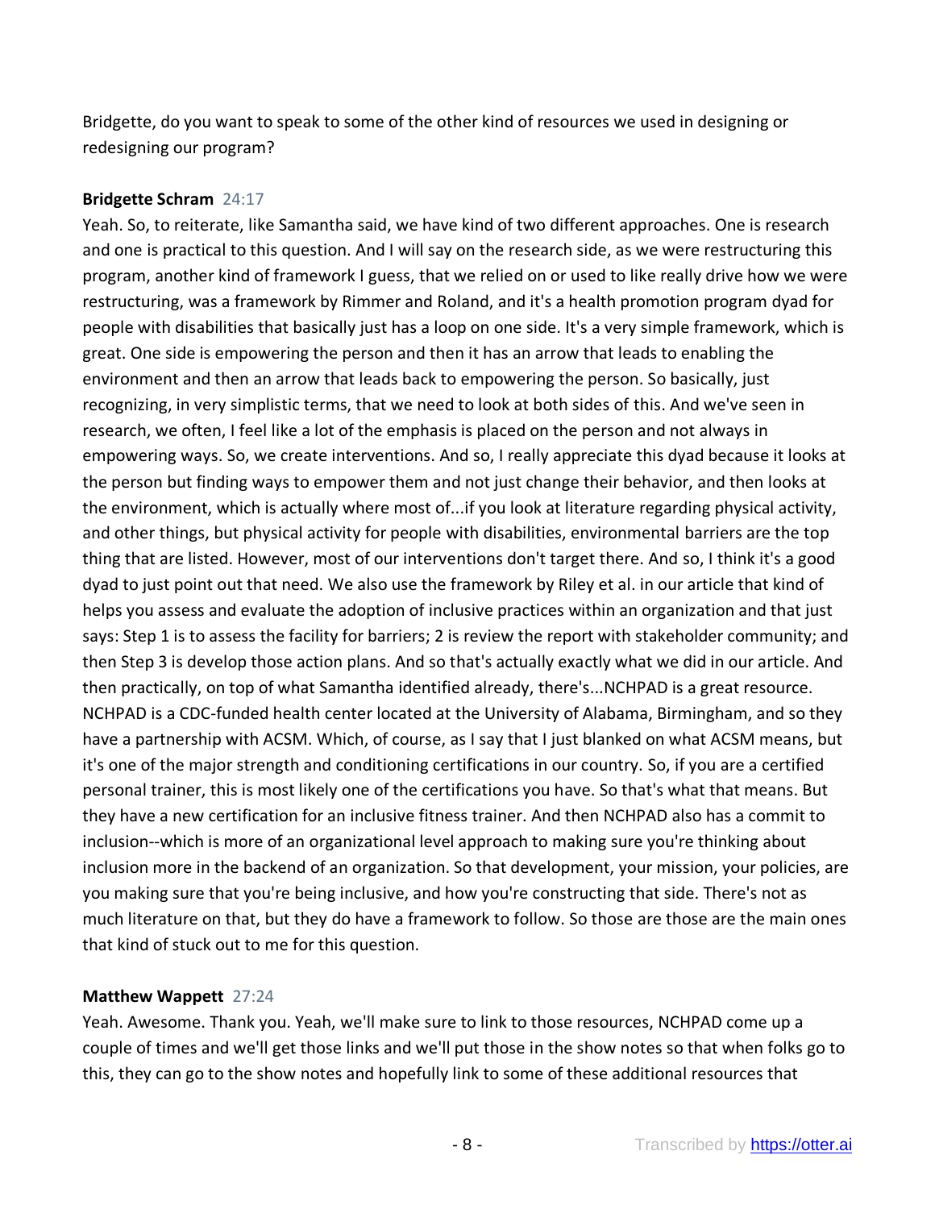Bridgette, do you want to speak to some of the other kind of resources we used in designing or redesigning our program?

**Bridgette Schram** 24:17

Yeah. So, to reiterate, like Samantha said, we have kind of two different approaches. One is research and one is practical to this question. And I will say on the research side, as we were restructuring this program, another kind of framework I guess, that we relied on or used to like really drive how we were restructuring, was a framework by Rimmer and Roland, and it's a health promotion program dyad for people with disabilities that basically just has a loop on one side. It's a very simple framework, which is great. One side is empowering the person and then it has an arrow that leads to enabling the environment and then an arrow that leads back to empowering the person. So basically, just recognizing, in very simplistic terms, that we need to look at both sides of this. And we've seen in research, we often, I feel like a lot of the emphasis is placed on the person and not always in empowering ways. So, we create interventions. And so, I really appreciate this dyad because it looks at the person but finding ways to empower them and not just change their behavior, and then looks at the environment, which is actually where most of...if you look at literature regarding physical activity, and other things, but physical activity for people with disabilities, environmental barriers are the top thing that are listed. However, most of our interventions don't target there. And so, I think it's a good dyad to just point out that need. We also use the framework by Riley et al. in our article that kind of helps you assess and evaluate the adoption of inclusive practices within an organization and that just says: Step 1 is to assess the facility for barriers; 2 is review the report with stakeholder community; and then Step 3 is develop those action plans. And so that's actually exactly what we did in our article. And then practically, on top of what Samantha identified already, there's...NCHPAD is a great resource. NCHPAD is a CDC-funded health center located at the University of Alabama, Birmingham, and so they have a partnership with ACSM. Which, of course, as I say that I just blanked on what ACSM means, but it's one of the major strength and conditioning certifications in our country. So, if you are a certified personal trainer, this is most likely one of the certifications you have. So that's what that means. But they have a new certification for an inclusive fitness trainer. And then NCHPAD also has a commit to inclusion--which is more of an organizational level approach to making sure you're thinking about inclusion more in the backend of an organization. So that development, your mission, your policies, are you making sure that you're being inclusive, and how you're constructing that side. There's not as much literature on that, but they do have a framework to follow. So those are those are the main ones that kind of stuck out to me for this question.

**Matthew Wappett** 27:24

Yeah. Awesome. Thank you. Yeah, we'll make sure to link to those resources, NCHPAD come up a couple of times and we'll get those links and we'll put those in the show notes so that when folks go to this, they can go to the show notes and hopefully link to some of these additional resources that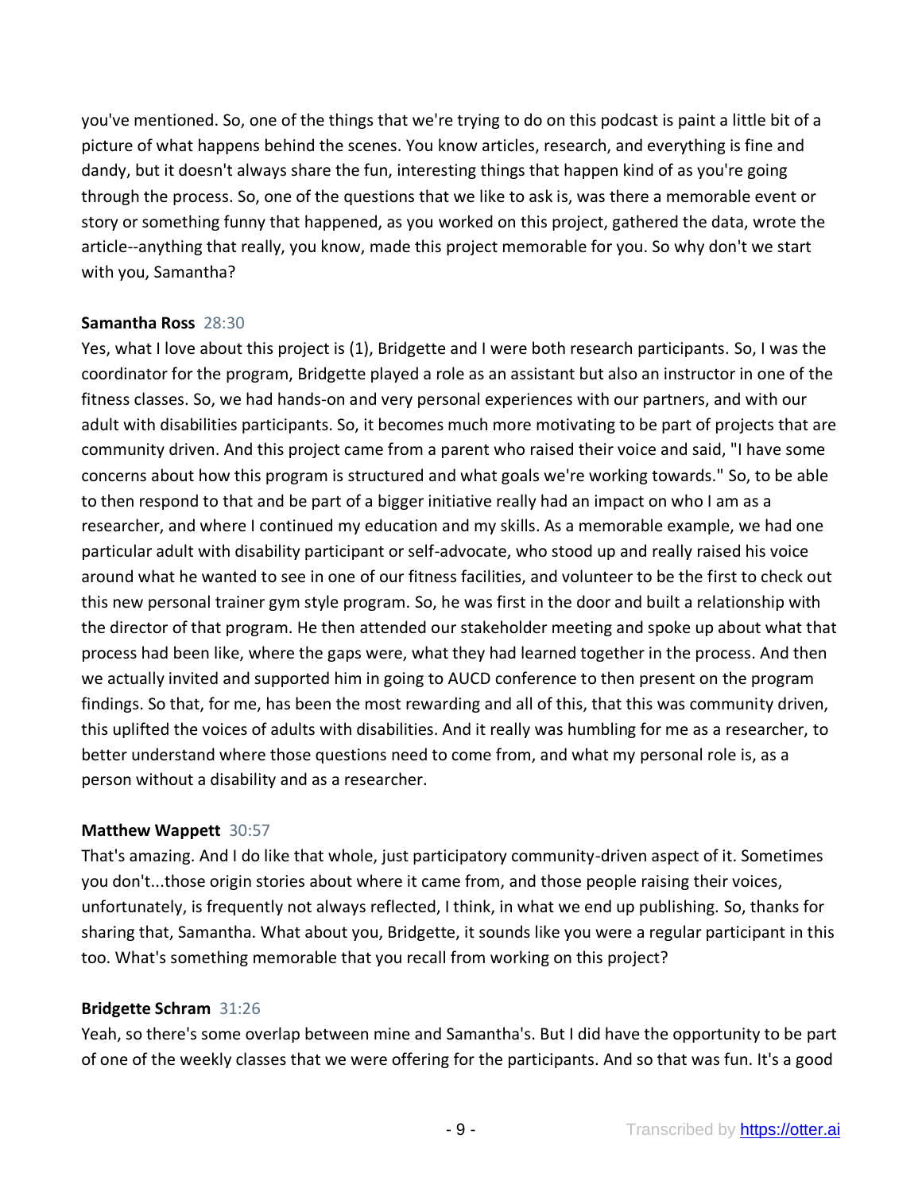you've mentioned. So, one of the things that we're trying to do on this podcast is paint a little bit of a picture of what happens behind the scenes. You know articles, research, and everything is fine and dandy, but it doesn't always share the fun, interesting things that happen kind of as you're going through the process. So, one of the questions that we like to ask is, was there a memorable event or story or something funny that happened, as you worked on this project, gathered the data, wrote the article--anything that really, you know, made this project memorable for you. So why don't we start with you, Samantha?

**Samantha Ross** 28:30

Yes, what I love about this project is (1), Bridgette and I were both research participants. So, I was the coordinator for the program, Bridgette played a role as an assistant but also an instructor in one of the fitness classes. So, we had hands-on and very personal experiences with our partners, and with our adult with disabilities participants. So, it becomes much more motivating to be part of projects that are community driven. And this project came from a parent who raised their voice and said, "I have some concerns about how this program is structured and what goals we're working towards." So, to be able to then respond to that and be part of a bigger initiative really had an impact on who I am as a researcher, and where I continued my education and my skills. As a memorable example, we had one particular adult with disability participant or self-advocate, who stood up and really raised his voice around what he wanted to see in one of our fitness facilities, and volunteer to be the first to check out this new personal trainer gym style program. So, he was first in the door and built a relationship with the director of that program. He then attended our stakeholder meeting and spoke up about what that process had been like, where the gaps were, what they had learned together in the process. And then we actually invited and supported him in going to AUCD conference to then present on the program findings. So that, for me, has been the most rewarding and all of this, that this was community driven, this uplifted the voices of adults with disabilities. And it really was humbling for me as a researcher, to better understand where those questions need to come from, and what my personal role is, as a person without a disability and as a researcher.

**Matthew Wappett** 30:57

That's amazing. And I do like that whole, just participatory community-driven aspect of it. Sometimes you don't...those origin stories about where it came from, and those people raising their voices, unfortunately, is frequently not always reflected, I think, in what we end up publishing. So, thanks for sharing that, Samantha. What about you, Bridgette, it sounds like you were a regular participant in this too. What's something memorable that you recall from working on this project?

**Bridgette Schram** 31:26

Yeah, so there's some overlap between mine and Samantha's. But I did have the opportunity to be part of one of the weekly classes that we were offering for the participants. And so that was fun. It's a good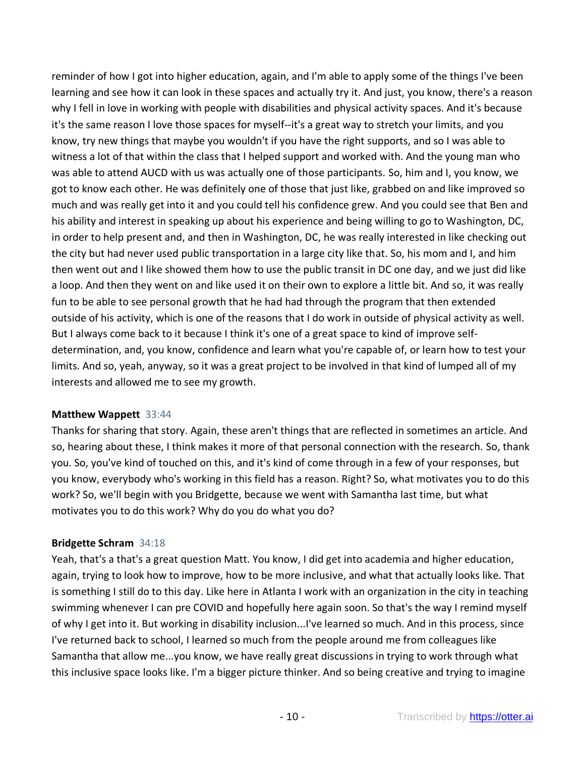reminder of how I got into higher education, again, and I'm able to apply some of the things I've been learning and see how it can look in these spaces and actually try it. And just, you know, there's a reason why I fell in love in working with people with disabilities and physical activity spaces. And it's because it's the same reason I love those spaces for myself--it's a great way to stretch your limits, and you know, try new things that maybe you wouldn't if you have the right supports, and so I was able to witness a lot of that within the class that I helped support and worked with. And the young man who was able to attend AUCD with us was actually one of those participants. So, him and I, you know, we got to know each other. He was definitely one of those that just like, grabbed on and like improved so much and was really get into it and you could tell his confidence grew. And you could see that Ben and his ability and interest in speaking up about his experience and being willing to go to Washington, DC, in order to help present and, and then in Washington, DC, he was really interested in like checking out the city but had never used public transportation in a large city like that. So, his mom and I, and him then went out and I like showed them how to use the public transit in DC one day, and we just did like a loop. And then they went on and like used it on their own to explore a little bit. And so, it was really fun to be able to see personal growth that he had had through the program that then extended outside of his activity, which is one of the reasons that I do work in outside of physical activity as well. But I always come back to it because I think it's one of a great space to kind of improve self-determination, and, you know, confidence and learn what you're capable of, or learn how to test your limits. And so, yeah, anyway, so it was a great project to be involved in that kind of lumped all of my interests and allowed me to see my growth.

**Matthew Wappett** 33:44

Thanks for sharing that story. Again, these aren't things that are reflected in sometimes an article. And so, hearing about these, I think makes it more of that personal connection with the research. So, thank you. So, you've kind of touched on this, and it's kind of come through in a few of your responses, but you know, everybody who's working in this field has a reason. Right? So, what motivates you to do this work? So, we'll begin with you Bridgette, because we went with Samantha last time, but what motivates you to do this work? Why do you do what you do?

**Bridgette Schram** 34:18

Yeah, that's a that's a great question Matt. You know, I did get into academia and higher education, again, trying to look how to improve, how to be more inclusive, and what that actually looks like. That is something I still do to this day. Like here in Atlanta I work with an organization in the city in teaching swimming whenever I can pre COVID and hopefully here again soon. So that's the way I remind myself of why I get into it. But working in disability inclusion...I've learned so much. And in this process, since I've returned back to school, I learned so much from the people around me from colleagues like Samantha that allow me...you know, we have really great discussions in trying to work through what this inclusive space looks like. I'm a bigger picture thinker. And so being creative and trying to imagine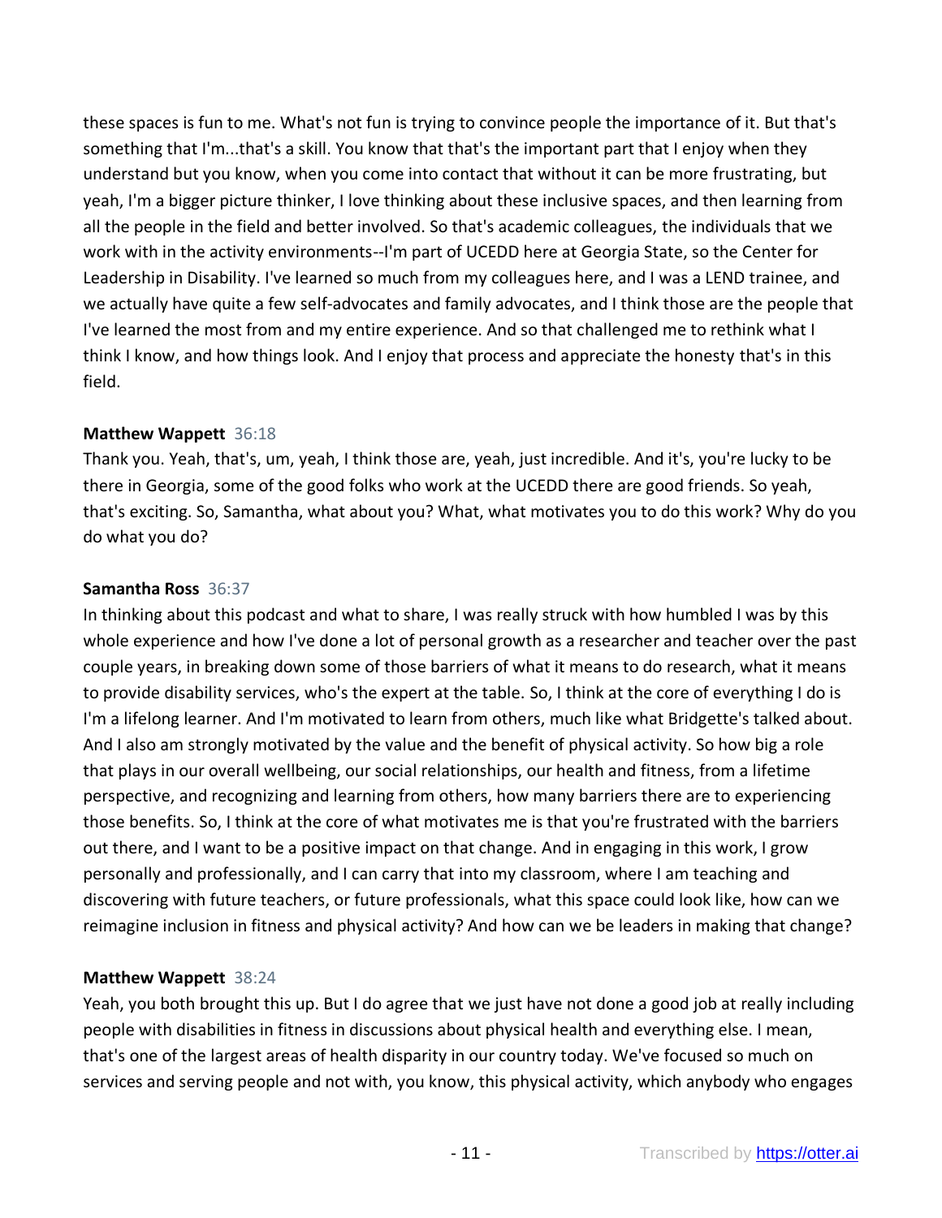these spaces is fun to me. What's not fun is trying to convince people the importance of it. But that's something that I'm...that's a skill. You know that that's the important part that I enjoy when they understand but you know, when you come into contact that without it can be more frustrating, but yeah, I'm a bigger picture thinker, I love thinking about these inclusive spaces, and then learning from all the people in the field and better involved. So that's academic colleagues, the individuals that we work with in the activity environments--I'm part of UCEDD here at Georgia State, so the Center for Leadership in Disability. I've learned so much from my colleagues here, and I was a LEND trainee, and we actually have quite a few self-advocates and family advocates, and I think those are the people that I've learned the most from and my entire experience. And so that challenged me to rethink what I think I know, and how things look. And I enjoy that process and appreciate the honesty that's in this field.

**Matthew Wappett** 36:18
Thank you. Yeah, that's, um, yeah, I think those are, yeah, just incredible. And it's, you're lucky to be there in Georgia, some of the good folks who work at the UCEDD there are good friends. So yeah, that's exciting. So, Samantha, what about you? What, what motivates you to do this work? Why do you do what you do?

**Samantha Ross** 36:37
In thinking about this podcast and what to share, I was really struck with how humbled I was by this whole experience and how I've done a lot of personal growth as a researcher and teacher over the past couple years, in breaking down some of those barriers of what it means to do research, what it means to provide disability services, who's the expert at the table. So, I think at the core of everything I do is I'm a lifelong learner. And I'm motivated to learn from others, much like what Bridgette's talked about. And I also am strongly motivated by the value and the benefit of physical activity. So how big a role that plays in our overall wellbeing, our social relationships, our health and fitness, from a lifetime perspective, and recognizing and learning from others, how many barriers there are to experiencing those benefits. So, I think at the core of what motivates me is that you're frustrated with the barriers out there, and I want to be a positive impact on that change. And in engaging in this work, I grow personally and professionally, and I can carry that into my classroom, where I am teaching and discovering with future teachers, or future professionals, what this space could look like, how can we reimagine inclusion in fitness and physical activity? And how can we be leaders in making that change?

**Matthew Wappett** 38:24
Yeah, you both brought this up. But I do agree that we just have not done a good job at really including people with disabilities in fitness in discussions about physical health and everything else. I mean, that's one of the largest areas of health disparity in our country today. We've focused so much on services and serving people and not with, you know, this physical activity, which anybody who engages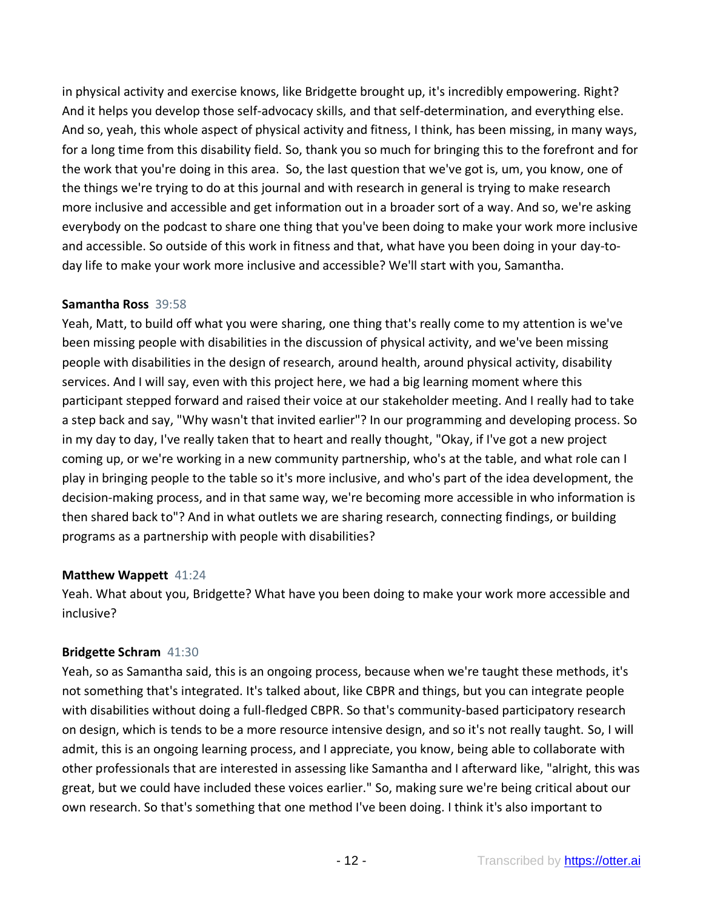in physical activity and exercise knows, like Bridgette brought up, it's incredibly empowering. Right? And it helps you develop those self-advocacy skills, and that self-determination, and everything else. And so, yeah, this whole aspect of physical activity and fitness, I think, has been missing, in many ways, for a long time from this disability field. So, thank you so much for bringing this to the forefront and for the work that you're doing in this area. So, the last question that we've got is, um, you know, one of the things we're trying to do at this journal and with research in general is trying to make research more inclusive and accessible and get information out in a broader sort of a way. And so, we're asking everybody on the podcast to share one thing that you've been doing to make your work more inclusive and accessible. So outside of this work in fitness and that, what have you been doing in your day-to-day life to make your work more inclusive and accessible? We'll start with you, Samantha.

**Samantha Ross** 39:58
Yeah, Matt, to build off what you were sharing, one thing that's really come to my attention is we've been missing people with disabilities in the discussion of physical activity, and we've been missing people with disabilities in the design of research, around health, around physical activity, disability services. And I will say, even with this project here, we had a big learning moment where this participant stepped forward and raised their voice at our stakeholder meeting. And I really had to take a step back and say, "Why wasn't that invited earlier"? In our programming and developing process. So in my day to day, I've really taken that to heart and really thought, "Okay, if I've got a new project coming up, or we're working in a new community partnership, who's at the table, and what role can I play in bringing people to the table so it's more inclusive, and who's part of the idea development, the decision-making process, and in that same way, we're becoming more accessible in who information is then shared back to"? And in what outlets we are sharing research, connecting findings, or building programs as a partnership with people with disabilities?

**Matthew Wappett** 41:24
Yeah. What about you, Bridgette? What have you been doing to make your work more accessible and inclusive?

**Bridgette Schram** 41:30
Yeah, so as Samantha said, this is an ongoing process, because when we're taught these methods, it's not something that's integrated. It's talked about, like CBPR and things, but you can integrate people with disabilities without doing a full-fledged CBPR. So that's community-based participatory research on design, which is tends to be a more resource intensive design, and so it's not really taught. So, I will admit, this is an ongoing learning process, and I appreciate, you know, being able to collaborate with other professionals that are interested in assessing like Samantha and I afterward like, "alright, this was great, but we could have included these voices earlier." So, making sure we're being critical about our own research. So that's something that one method I've been doing. I think it's also important to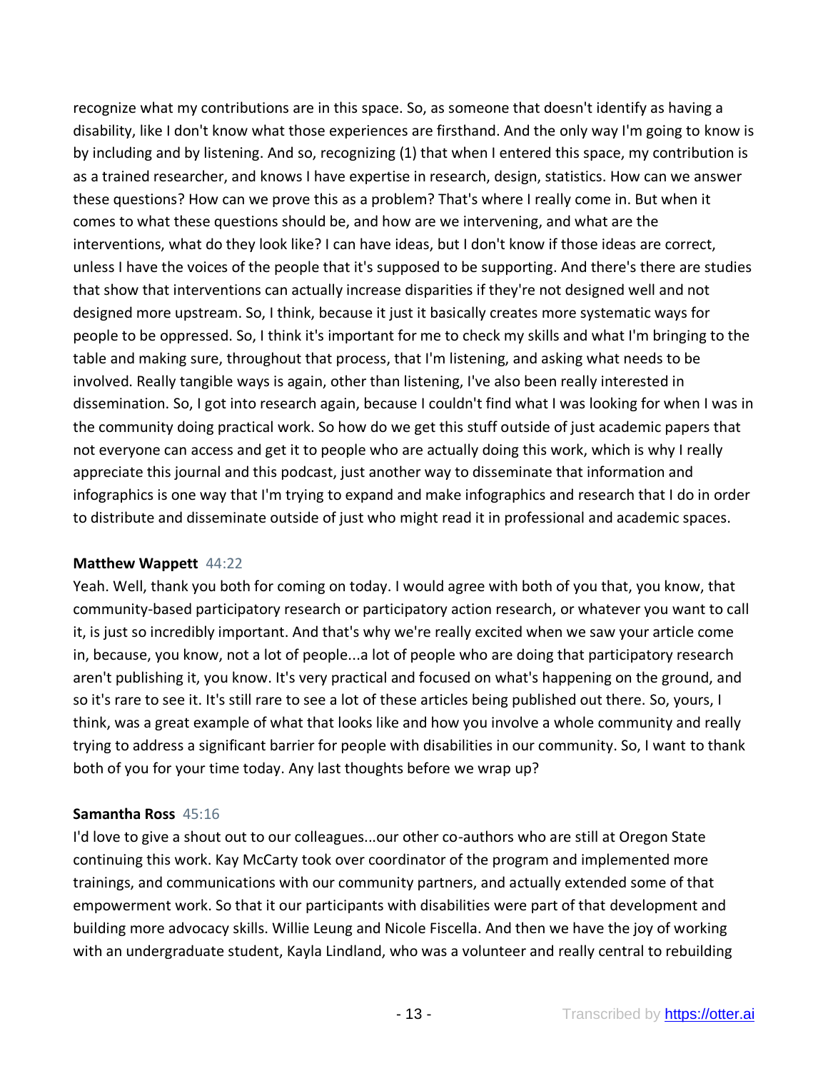recognize what my contributions are in this space. So, as someone that doesn't identify as having a disability, like I don't know what those experiences are firsthand. And the only way I'm going to know is by including and by listening. And so, recognizing (1) that when I entered this space, my contribution is as a trained researcher, and knows I have expertise in research, design, statistics. How can we answer these questions? How can we prove this as a problem? That's where I really come in. But when it comes to what these questions should be, and how are we intervening, and what are the interventions, what do they look like? I can have ideas, but I don't know if those ideas are correct, unless I have the voices of the people that it's supposed to be supporting. And there's there are studies that show that interventions can actually increase disparities if they're not designed well and not designed more upstream. So, I think, because it just it basically creates more systematic ways for people to be oppressed. So, I think it's important for me to check my skills and what I'm bringing to the table and making sure, throughout that process, that I'm listening, and asking what needs to be involved. Really tangible ways is again, other than listening, I've also been really interested in dissemination. So, I got into research again, because I couldn't find what I was looking for when I was in the community doing practical work. So how do we get this stuff outside of just academic papers that not everyone can access and get it to people who are actually doing this work, which is why I really appreciate this journal and this podcast, just another way to disseminate that information and infographics is one way that I'm trying to expand and make infographics and research that I do in order to distribute and disseminate outside of just who might read it in professional and academic spaces.

**Matthew Wappett** 44:22

Yeah. Well, thank you both for coming on today. I would agree with both of you that, you know, that community-based participatory research or participatory action research, or whatever you want to call it, is just so incredibly important. And that's why we're really excited when we saw your article come in, because, you know, not a lot of people...a lot of people who are doing that participatory research aren't publishing it, you know. It's very practical and focused on what's happening on the ground, and so it's rare to see it. It's still rare to see a lot of these articles being published out there. So, yours, I think, was a great example of what that looks like and how you involve a whole community and really trying to address a significant barrier for people with disabilities in our community. So, I want to thank both of you for your time today. Any last thoughts before we wrap up?

**Samantha Ross** 45:16

I'd love to give a shout out to our colleagues...our other co-authors who are still at Oregon State continuing this work. Kay McCarty took over coordinator of the program and implemented more trainings, and communications with our community partners, and actually extended some of that empowerment work. So that it our participants with disabilities were part of that development and building more advocacy skills. Willie Leung and Nicole Fiscella. And then we have the joy of working with an undergraduate student, Kayla Lindland, who was a volunteer and really central to rebuilding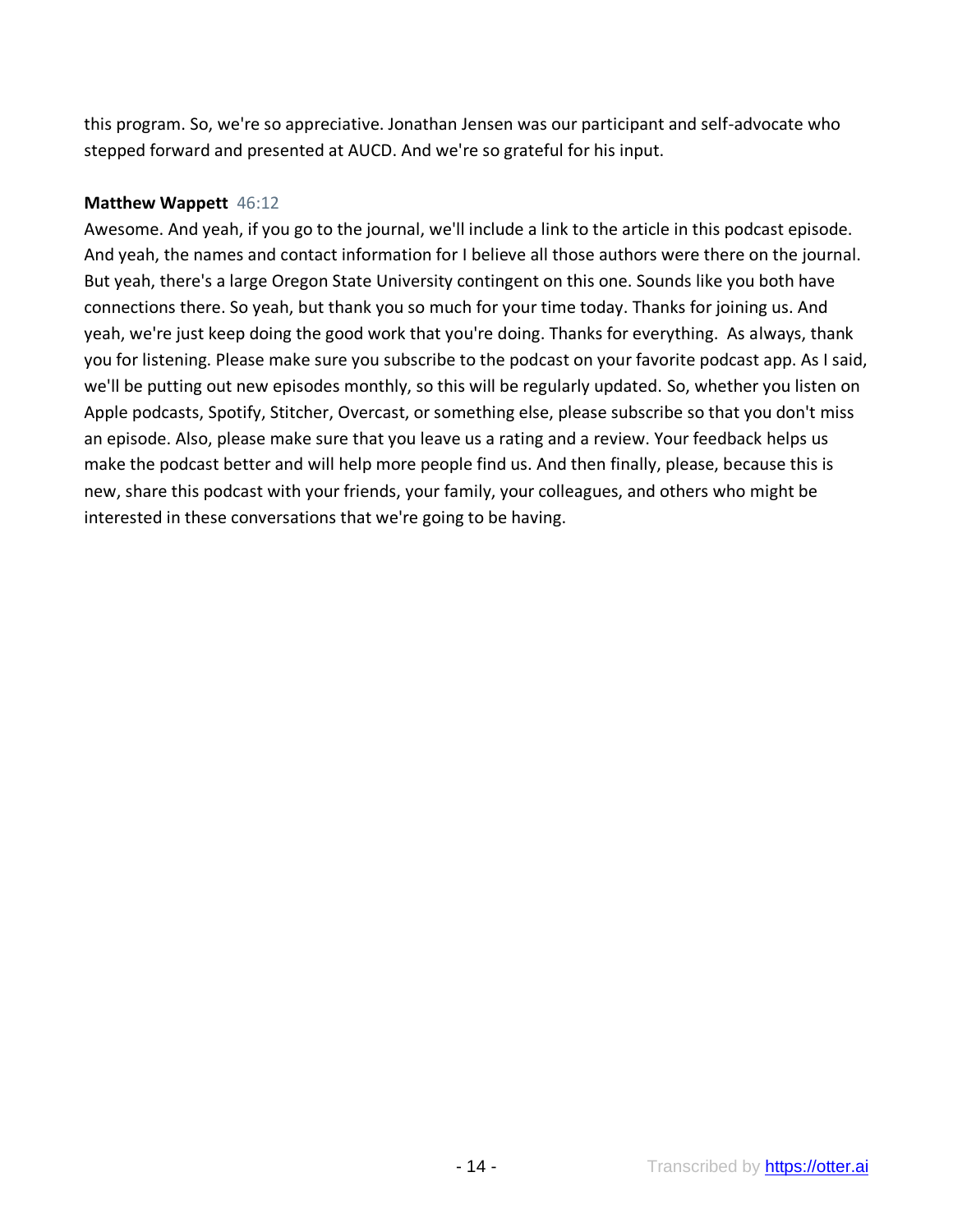this program. So, we're so appreciative. Jonathan Jensen was our participant and self-advocate who stepped forward and presented at AUCD. And we're so grateful for his input.

**Matthew Wappett** 46:12
Awesome. And yeah, if you go to the journal, we'll include a link to the article in this podcast episode. And yeah, the names and contact information for I believe all those authors were there on the journal. But yeah, there's a large Oregon State University contingent on this one. Sounds like you both have connections there. So yeah, but thank you so much for your time today. Thanks for joining us. And yeah, we're just keep doing the good work that you're doing. Thanks for everything. As always, thank you for listening. Please make sure you subscribe to the podcast on your favorite podcast app. As I said, we'll be putting out new episodes monthly, so this will be regularly updated. So, whether you listen on Apple podcasts, Spotify, Stitcher, Overcast, or something else, please subscribe so that you don't miss an episode. Also, please make sure that you leave us a rating and a review. Your feedback helps us make the podcast better and will help more people find us. And then finally, please, because this is new, share this podcast with your friends, your family, your colleagues, and others who might be interested in these conversations that we're going to be having.